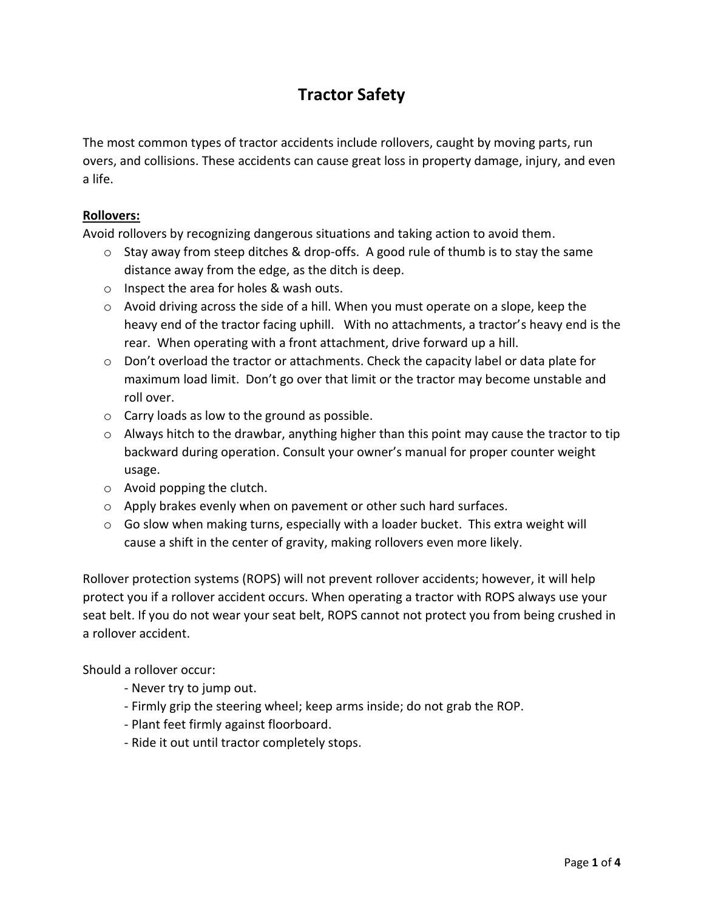# Tractor Safety

The most common types of tractor accidents include rollovers, caught by moving parts, run overs, and collisions. These accidents can cause great loss in property damage, injury, and even a life.

**Rollovers:**

Avoid rollovers by recognizing dangerous situations and taking action to avoid them.

- Stay away from steep ditches & drop-offs. A good rule of thumb is to stay the same distance away from the edge, as the ditch is deep.
- Inspect the area for holes & wash outs.
- Avoid driving across the side of a hill. When you must operate on a slope, keep the heavy end of the tractor facing uphill. With no attachments, a tractor's heavy end is the rear. When operating with a front attachment, drive forward up a hill.
- Don't overload the tractor or attachments. Check the capacity label or data plate for maximum load limit. Don't go over that limit or the tractor may become unstable and roll over.
- Carry loads as low to the ground as possible.
- Always hitch to the drawbar, anything higher than this point may cause the tractor to tip backward during operation. Consult your owner's manual for proper counter weight usage.
- Avoid popping the clutch.
- Apply brakes evenly when on pavement or other such hard surfaces.
- Go slow when making turns, especially with a loader bucket. This extra weight will cause a shift in the center of gravity, making rollovers even more likely.

Rollover protection systems (ROPS) will not prevent rollover accidents; however, it will help protect you if a rollover accident occurs. When operating a tractor with ROPS always use your seat belt. If you do not wear your seat belt, ROPS cannot not protect you from being crushed in a rollover accident.

Should a rollover occur:

- Never try to jump out.
- Firmly grip the steering wheel; keep arms inside; do not grab the ROP.
- Plant feet firmly against floorboard.
- Ride it out until tractor completely stops.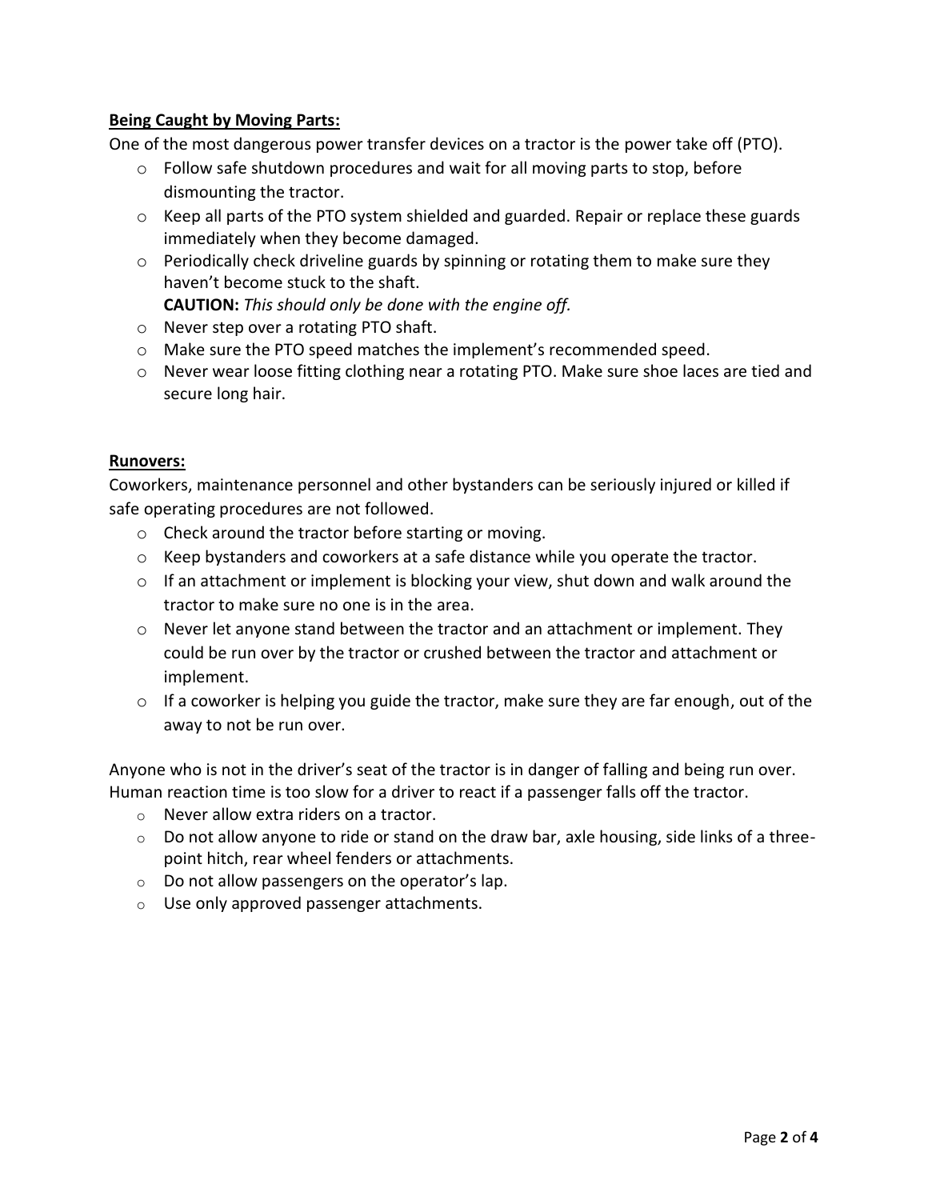**<u>Being Caught by Moving Parts:</u>**

One of the most dangerous power transfer devices on a tractor is the power take off (PTO).

- Follow safe shutdown procedures and wait for all moving parts to stop, before dismounting the tractor.
- Keep all parts of the PTO system shielded and guarded. Repair or replace these guards immediately when they become damaged.
- Periodically check driveline guards by spinning or rotating them to make sure they haven't become stuck to the shaft.
  **CAUTION:** *This should only be done with the engine off.*
- Never step over a rotating PTO shaft.
- Make sure the PTO speed matches the implement's recommended speed.
- Never wear loose fitting clothing near a rotating PTO. Make sure shoe laces are tied and secure long hair.

**<u>Runovers:</u>**

Coworkers, maintenance personnel and other bystanders can be seriously injured or killed if safe operating procedures are not followed.

- Check around the tractor before starting or moving.
- Keep bystanders and coworkers at a safe distance while you operate the tractor.
- If an attachment or implement is blocking your view, shut down and walk around the tractor to make sure no one is in the area.
- Never let anyone stand between the tractor and an attachment or implement. They could be run over by the tractor or crushed between the tractor and attachment or implement.
- If a coworker is helping you guide the tractor, make sure they are far enough, out of the away to not be run over.

Anyone who is not in the driver's seat of the tractor is in danger of falling and being run over. Human reaction time is too slow for a driver to react if a passenger falls off the tractor.

- Never allow extra riders on a tractor.
- Do not allow anyone to ride or stand on the draw bar, axle housing, side links of a three-point hitch, rear wheel fenders or attachments.
- Do not allow passengers on the operator's lap.
- Use only approved passenger attachments.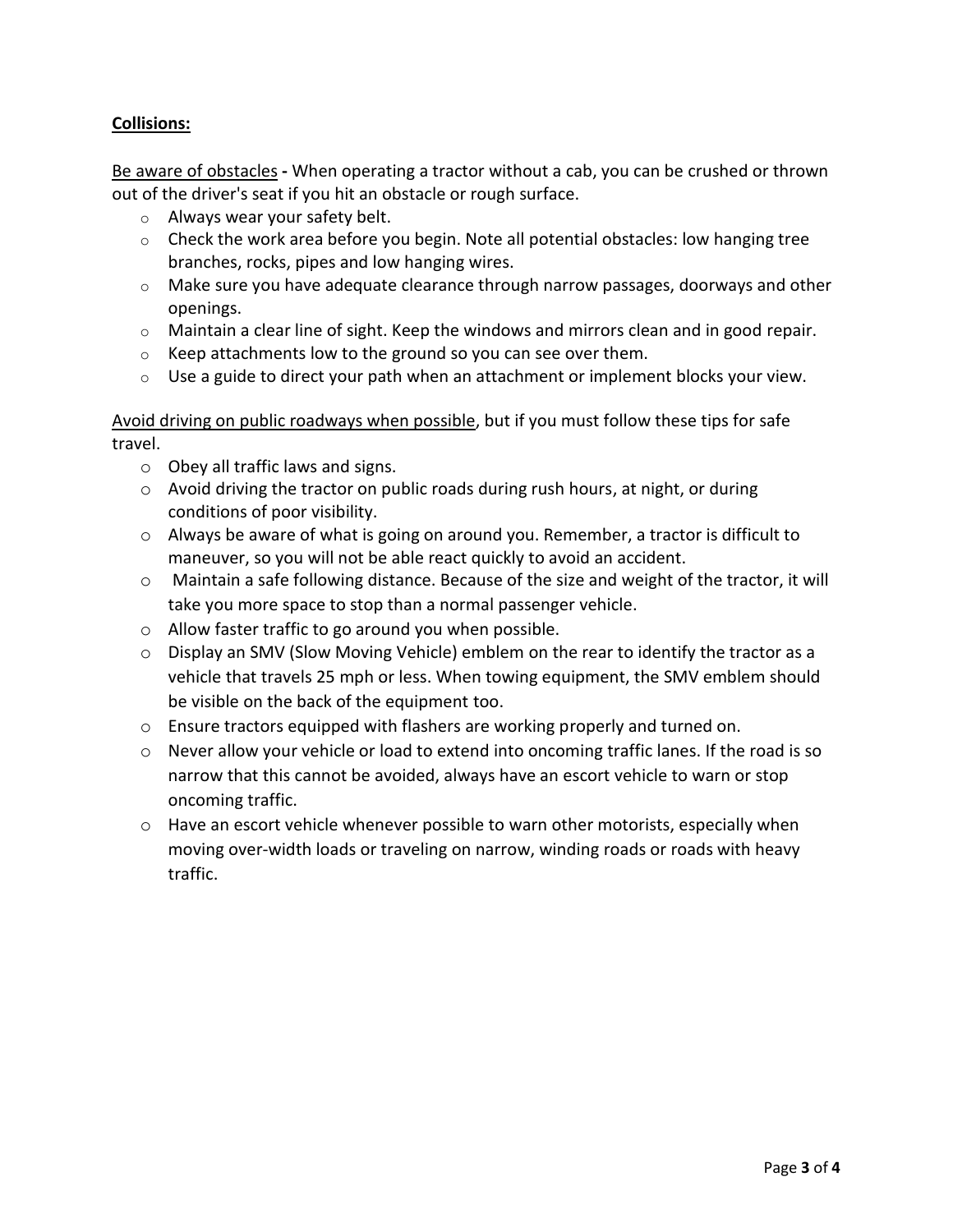**Collisions:**

Be aware of obstacles **-** When operating a tractor without a cab, you can be crushed or thrown out of the driver's seat if you hit an obstacle or rough surface.

- Always wear your safety belt.
- Check the work area before you begin. Note all potential obstacles: low hanging tree branches, rocks, pipes and low hanging wires.
- Make sure you have adequate clearance through narrow passages, doorways and other openings.
- Maintain a clear line of sight. Keep the windows and mirrors clean and in good repair.
- Keep attachments low to the ground so you can see over them.
- Use a guide to direct your path when an attachment or implement blocks your view.

Avoid driving on public roadways when possible, but if you must follow these tips for safe travel.

- Obey all traffic laws and signs.
- Avoid driving the tractor on public roads during rush hours, at night, or during conditions of poor visibility.
- Always be aware of what is going on around you. Remember, a tractor is difficult to maneuver, so you will not be able react quickly to avoid an accident.
- Maintain a safe following distance. Because of the size and weight of the tractor, it will take you more space to stop than a normal passenger vehicle.
- Allow faster traffic to go around you when possible.
- Display an SMV (Slow Moving Vehicle) emblem on the rear to identify the tractor as a vehicle that travels 25 mph or less. When towing equipment, the SMV emblem should be visible on the back of the equipment too.
- Ensure tractors equipped with flashers are working properly and turned on.
- Never allow your vehicle or load to extend into oncoming traffic lanes. If the road is so narrow that this cannot be avoided, always have an escort vehicle to warn or stop oncoming traffic.
- Have an escort vehicle whenever possible to warn other motorists, especially when moving over-width loads or traveling on narrow, winding roads or roads with heavy traffic.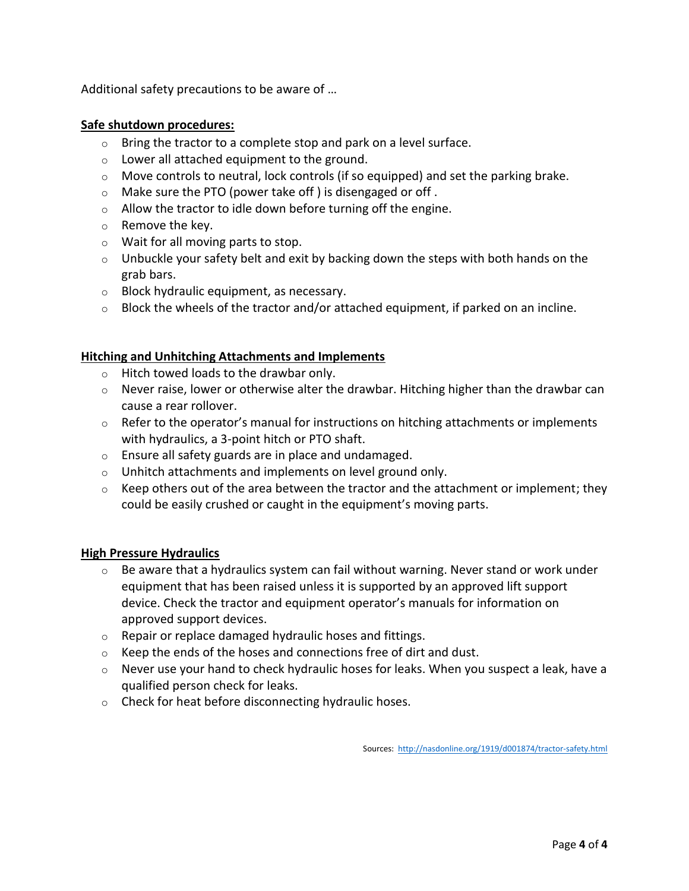Additional safety precautions to be aware of …

**Safe shutdown procedures:**

- Bring the tractor to a complete stop and park on a level surface.
- Lower all attached equipment to the ground.
- Move controls to neutral, lock controls (if so equipped) and set the parking brake.
- Make sure the PTO (power take off ) is disengaged or off .
- Allow the tractor to idle down before turning off the engine.
- Remove the key.
- Wait for all moving parts to stop.
- Unbuckle your safety belt and exit by backing down the steps with both hands on the grab bars.
- Block hydraulic equipment, as necessary.
- Block the wheels of the tractor and/or attached equipment, if parked on an incline.

**Hitching and Unhitching Attachments and Implements**

- Hitch towed loads to the drawbar only.
- Never raise, lower or otherwise alter the drawbar. Hitching higher than the drawbar can cause a rear rollover.
- Refer to the operator's manual for instructions on hitching attachments or implements with hydraulics, a 3-point hitch or PTO shaft.
- Ensure all safety guards are in place and undamaged.
- Unhitch attachments and implements on level ground only.
- Keep others out of the area between the tractor and the attachment or implement; they could be easily crushed or caught in the equipment's moving parts.

**High Pressure Hydraulics**

- Be aware that a hydraulics system can fail without warning. Never stand or work under equipment that has been raised unless it is supported by an approved lift support device. Check the tractor and equipment operator's manuals for information on approved support devices.
- Repair or replace damaged hydraulic hoses and fittings.
- Keep the ends of the hoses and connections free of dirt and dust.
- Never use your hand to check hydraulic hoses for leaks. When you suspect a leak, have a qualified person check for leaks.
- Check for heat before disconnecting hydraulic hoses.

Sources: http://nasdonline.org/1919/d001874/tractor-safety.html